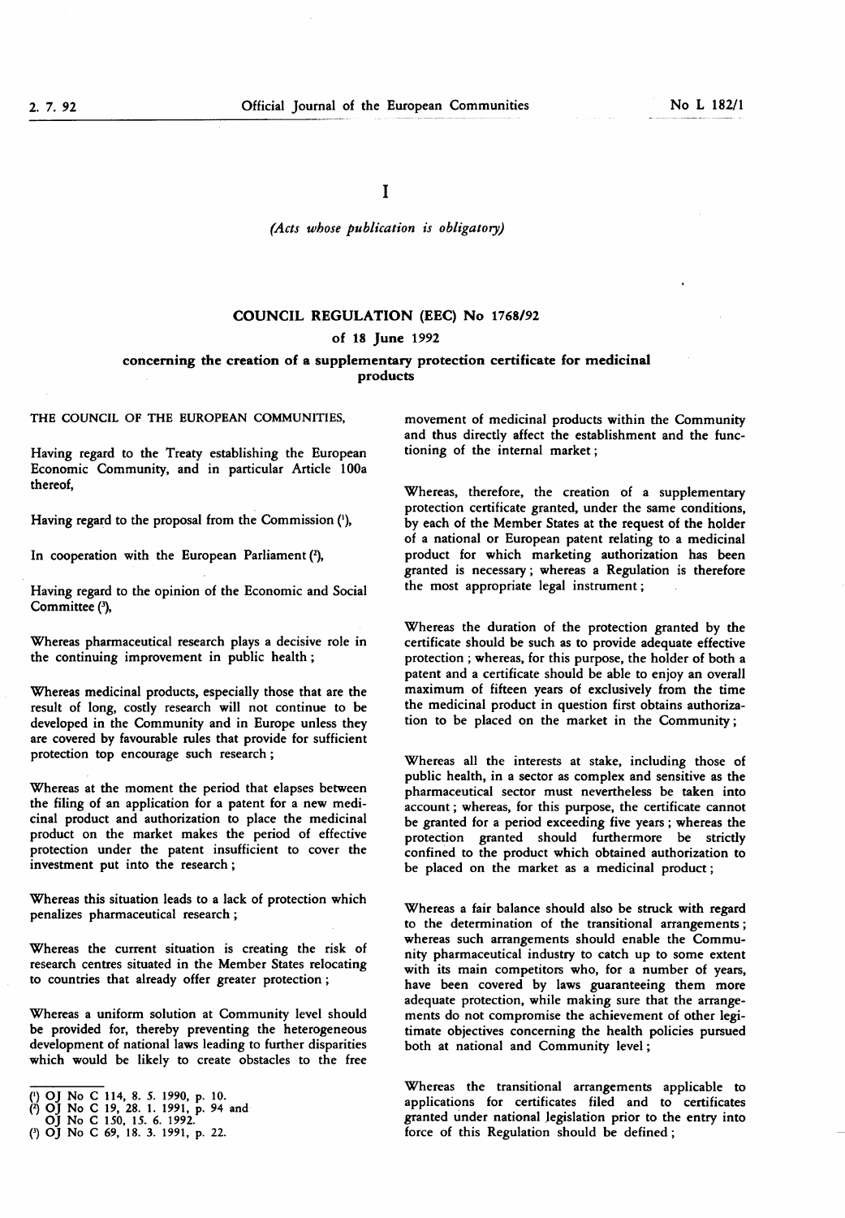I

*(Acts whose publication is obligatory)*

# COUNCIL REGULATION (EEC) No 1768/92

## of 18 June 1992

## concerning the creation of a supplementary protection certificate for medicinal products

THE COUNCIL OF THE EUROPEAN COMMUNITIES,

Having regard to the Treaty establishing the European Economic Community, and in particular Article 100a thereof,

Having regard to the proposal from the Commission [1],

In cooperation with the European Parliament [2],

Having regard to the opinion of the Economic and Social Committee [3],

Whereas pharmaceutical research plays a decisive role in the continuing improvement in public health;

Whereas medicinal products, especially those that are the result of long, costly research will not continue to be developed in the Community and in Europe unless they are covered by favourable rules that provide for sufficient protection top encourage such research;

Whereas at the moment the period that elapses between the filing of an application for a patent for a new medicinal product and authorization to place the medicinal product on the market makes the period of effective protection under the patent insufficient to cover the investment put into the research;

Whereas this situation leads to a lack of protection which penalizes pharmaceutical research;

Whereas the current situation is creating the risk of research centres situated in the Member States relocating to countries that already offer greater protection;

Whereas a uniform solution at Community level should be provided for, thereby preventing the heterogeneous development of national laws leading to further disparities which would be likely to create obstacles to the free movement of medicinal products within the Community and thus directly affect the establishment and the functioning of the internal market;

Whereas, therefore, the creation of a supplementary protection certificate granted, under the same conditions, by each of the Member States at the request of the holder of a national or European patent relating to a medicinal product for which marketing authorization has been granted is necessary; whereas a Regulation is therefore the most appropriate legal instrument;

Whereas the duration of the protection granted by the certificate should be such as to provide adequate effective protection; whereas, for this purpose, the holder of both a patent and a certificate should be able to enjoy an overall maximum of fifteen years of exclusively from the time the medicinal product in question first obtains authorization to be placed on the market in the Community;

Whereas all the interests at stake, including those of public health, in a sector as complex and sensitive as the pharmaceutical sector must nevertheless be taken into account; whereas, for this purpose, the certificate cannot be granted for a period exceeding five years; whereas the protection granted should furthermore be strictly confined to the product which obtained authorization to be placed on the market as a medicinal product;

Whereas a fair balance should also be struck with regard to the determination of the transitional arrangements; whereas such arrangements should enable the Community pharmaceutical industry to catch up to some extent with its main competitors who, for a number of years, have been covered by laws guaranteeing them more adequate protection, while making sure that the arrangements do not compromise the achievement of other legitimate objectives concerning the health policies pursued both at national and Community level;

Whereas the transitional arrangements applicable to applications for certificates filed and to certificates granted under national legislation prior to the entry into force of this Regulation should be defined;

---

[1] OJ No C 114, 8. 5. 1990, p. 10.
[2] OJ No C 19, 28. 1. 1991, p. 94 and OJ No C 150, 15. 6. 1992.
[3] OJ No C 69, 18. 3. 1991, p. 22.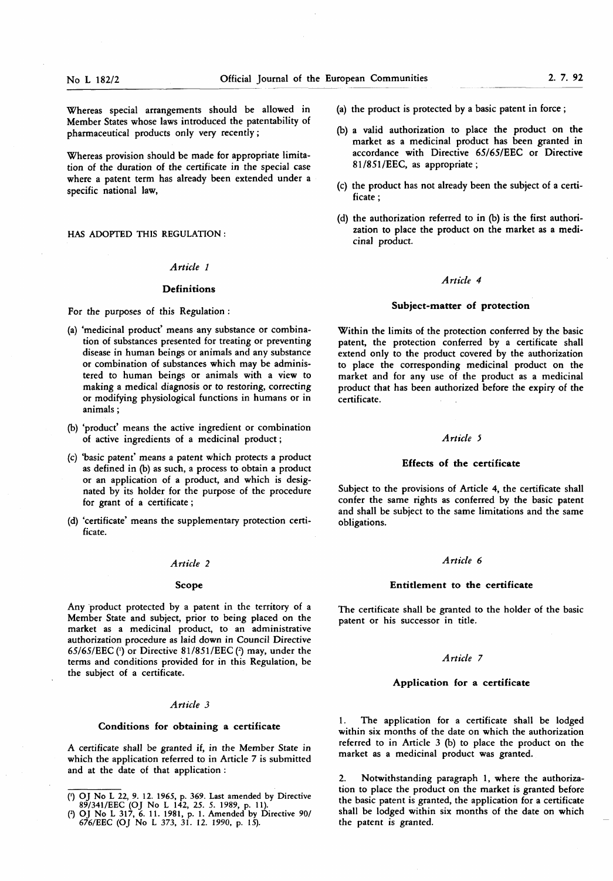Whereas special arrangements should be allowed in Member States whose laws introduced the patentability of pharmaceutical products only very recently;

Whereas provision should be made for appropriate limitation of the duration of the certificate in the special case where a patent term has already been extended under a specific national law,

HAS ADOPTED THIS REGULATION:

*Article 1*

**Definitions**

For the purposes of this Regulation:

(a) 'medicinal product' means any substance or combination of substances presented for treating or preventing disease in human beings or animals and any substance or combination of substances which may be administered to human beings or animals with a view to making a medical diagnosis or to restoring, correcting or modifying physiological functions in humans or in animals;

(b) 'product' means the active ingredient or combination of active ingredients of a medicinal product;

(c) 'basic patent' means a patent which protects a product as defined in (b) as such, a process to obtain a product or an application of a product, and which is designated by its holder for the purpose of the procedure for grant of a certificate;

(d) 'certificate' means the supplementary protection certificate.

*Article 2*

**Scope**

Any product protected by a patent in the territory of a Member State and subject, prior to being placed on the market as a medicinal product, to an administrative authorization procedure as laid down in Council Directive 65/65/EEC [1] or Directive 81/851/EEC [2] may, under the terms and conditions provided for in this Regulation, be the subject of a certificate.

*Article 3*

**Conditions for obtaining a certificate**

A certificate shall be granted if, in the Member State in which the application referred to in Article 7 is submitted and at the date of that application:

(a) the product is protected by a basic patent in force;

(b) a valid authorization to place the product on the market as a medicinal product has been granted in accordance with Directive 65/65/EEC or Directive 81/851/EEC, as appropriate;

(c) the product has not already been the subject of a certificate;

(d) the authorization referred to in (b) is the first authorization to place the product on the market as a medicinal product.

*Article 4*

**Subject-matter of protection**

Within the limits of the protection conferred by the basic patent, the protection conferred by a certificate shall extend only to the product covered by the authorization to place the corresponding medicinal product on the market and for any use of the product as a medicinal product that has been authorized before the expiry of the certificate.

*Article 5*

**Effects of the certificate**

Subject to the provisions of Article 4, the certificate shall confer the same rights as conferred by the basic patent and shall be subject to the same limitations and the same obligations.

*Article 6*

**Entitlement to the certificate**

The certificate shall be granted to the holder of the basic patent or his successor in title.

*Article 7*

**Application for a certificate**

1. The application for a certificate shall be lodged within six months of the date on which the authorization referred to in Article 3 (b) to place the product on the market as a medicinal product was granted.

2. Notwithstanding paragraph 1, where the authorization to place the product on the market is granted before the basic patent is granted, the application for a certificate shall be lodged within six months of the date on which the patent is granted.

---

[1] OJ No L 22, 9. 12. 1965, p. 369. Last amended by Directive 89/341/EEC (OJ No L 142, 25. 5. 1989, p. 11).

[2] OJ No L 317, 6. 11. 1981, p. 1. Amended by Directive 90/676/EEC (OJ No L 373, 31. 12. 1990, p. 15).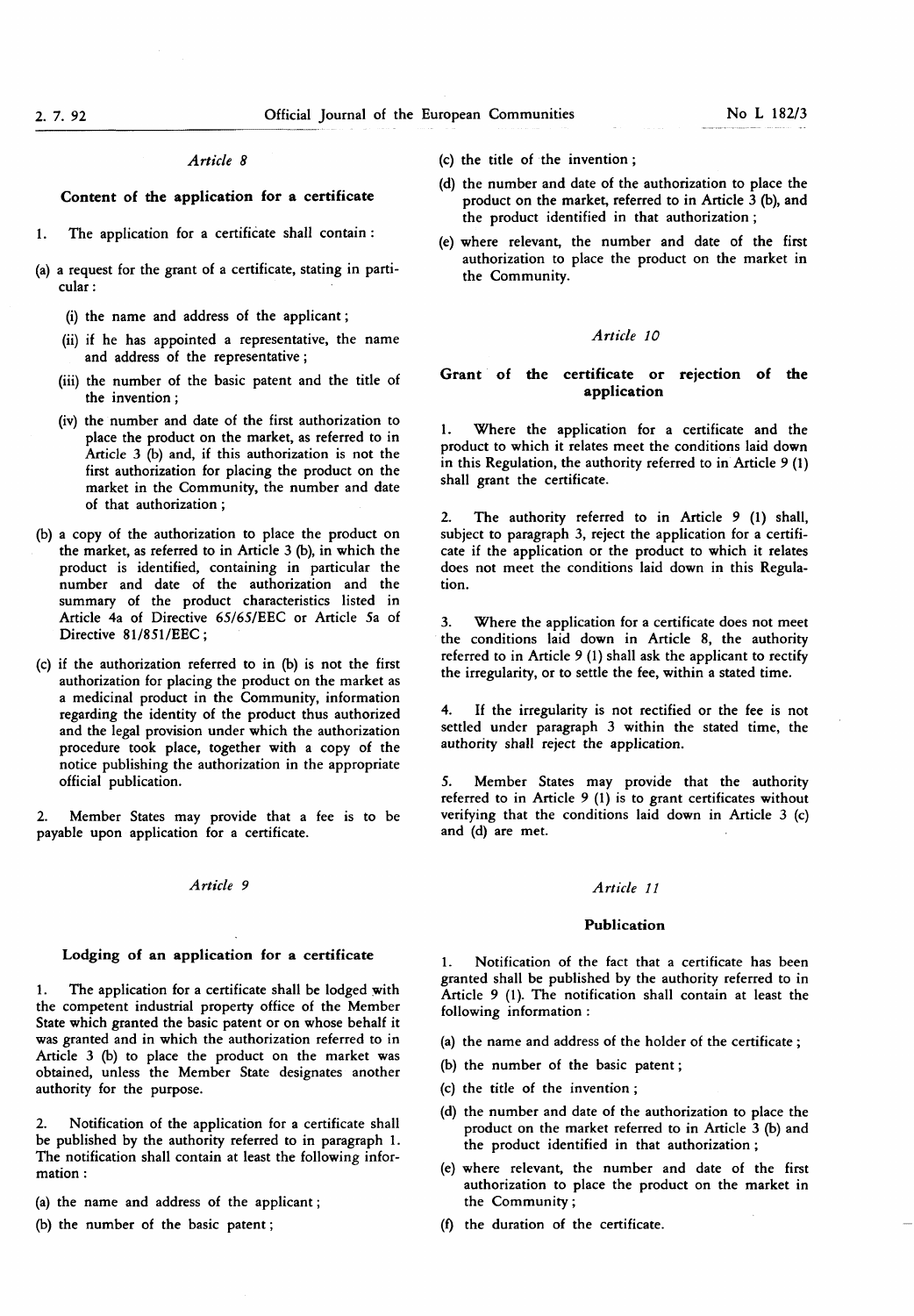*Article 8*

**Content of the application for a certificate**

1. The application for a certificate shall contain:

(a) a request for the grant of a certificate, stating in particular:

   (i) the name and address of the applicant;

   (ii) if he has appointed a representative, the name and address of the representative;

   (iii) the number of the basic patent and the title of the invention;

   (iv) the number and date of the first authorization to place the product on the market, as referred to in Article 3 (b) and, if this authorization is not the first authorization for placing the product on the market in the Community, the number and date of that authorization;

(b) a copy of the authorization to place the product on the market, as referred to in Article 3 (b), in which the product is identified, containing in particular the number and date of the authorization and the summary of the product characteristics listed in Article 4a of Directive 65/65/EEC or Article 5a of Directive 81/851/EEC;

(c) if the authorization referred to in (b) is not the first authorization for placing the product on the market as a medicinal product in the Community, information regarding the identity of the product thus authorized and the legal provision under which the authorization procedure took place, together with a copy of the notice publishing the authorization in the appropriate official publication.

2. Member States may provide that a fee is to be payable upon application for a certificate.

*Article 9*

**Lodging of an application for a certificate**

1. The application for a certificate shall be lodged with the competent industrial property office of the Member State which granted the basic patent or on whose behalf it was granted and in which the authorization referred to in Article 3 (b) to place the product on the market was obtained, unless the Member State designates another authority for the purpose.

2. Notification of the application for a certificate shall be published by the authority referred to in paragraph 1. The notification shall contain at least the following information:

(a) the name and address of the applicant;

(b) the number of the basic patent;

(c) the title of the invention;

(d) the number and date of the authorization to place the product on the market, referred to in Article 3 (b), and the product identified in that authorization;

(e) where relevant, the number and date of the first authorization to place the product on the market in the Community.

*Article 10*

**Grant of the certificate or rejection of the application**

1. Where the application for a certificate and the product to which it relates meet the conditions laid down in this Regulation, the authority referred to in Article 9 (1) shall grant the certificate.

2. The authority referred to in Article 9 (1) shall, subject to paragraph 3, reject the application for a certificate if the application or the product to which it relates does not meet the conditions laid down in this Regulation.

3. Where the application for a certificate does not meet the conditions laid down in Article 8, the authority referred to in Article 9 (1) shall ask the applicant to rectify the irregularity, or to settle the fee, within a stated time.

4. If the irregularity is not rectified or the fee is not settled under paragraph 3 within the stated time, the authority shall reject the application.

5. Member States may provide that the authority referred to in Article 9 (1) is to grant certificates without verifying that the conditions laid down in Article 3 (c) and (d) are met.

*Article 11*

**Publication**

1. Notification of the fact that a certificate has been granted shall be published by the authority referred to in Article 9 (1). The notification shall contain at least the following information:

(a) the name and address of the holder of the certificate;

(b) the number of the basic patent;

(c) the title of the invention;

(d) the number and date of the authorization to place the product on the market referred to in Article 3 (b) and the product identified in that authorization;

(e) where relevant, the number and date of the first authorization to place the product on the market in the Community;

(f) the duration of the certificate.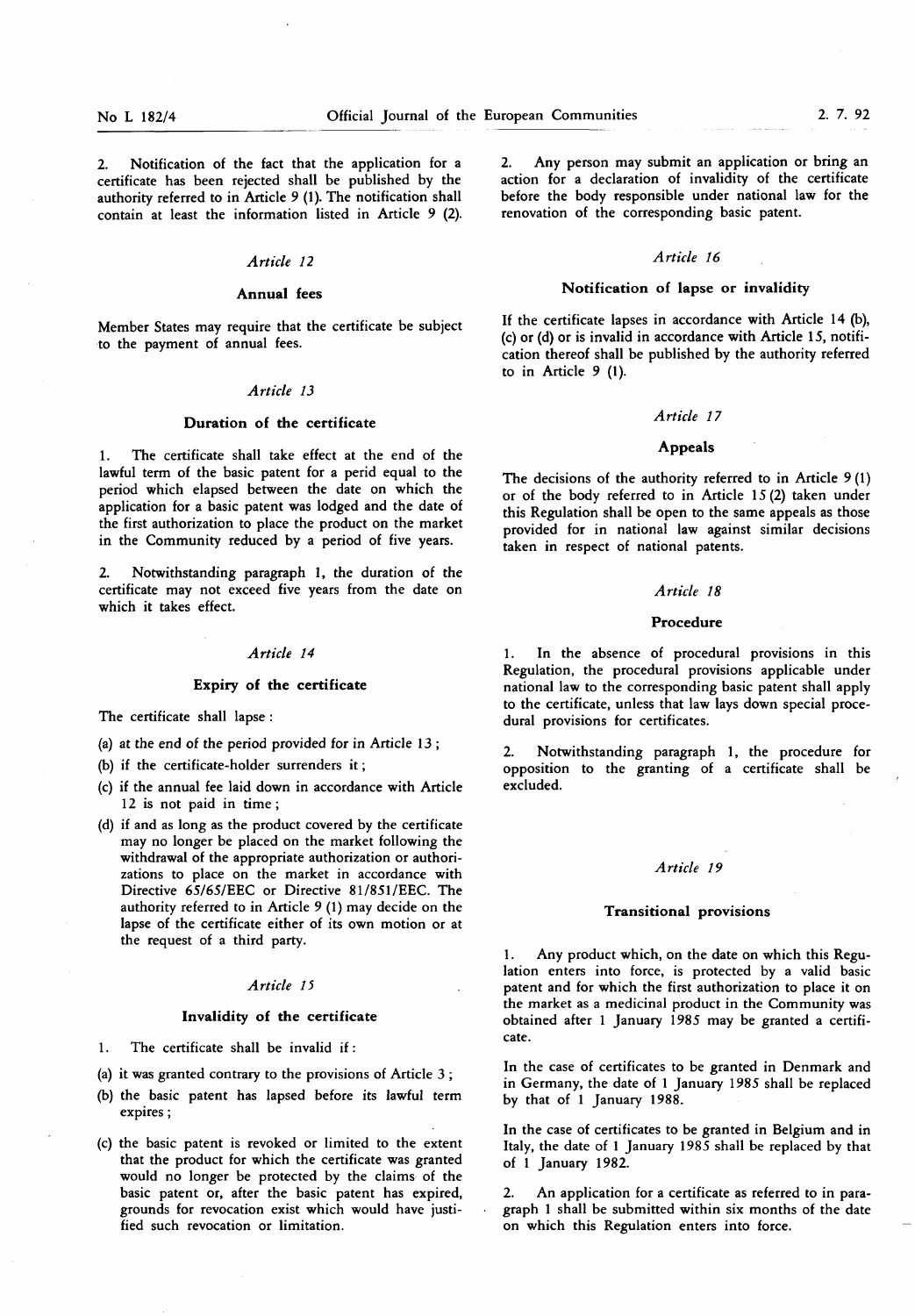2. Notification of the fact that the application for a certificate has been rejected shall be published by the authority referred to in Article 9 (1). The notification shall contain at least the information listed in Article 9 (2).

### *Article 12*

### Annual fees

Member States may require that the certificate be subject to the payment of annual fees.

### *Article 13*

### Duration of the certificate

1. The certificate shall take effect at the end of the lawful term of the basic patent for a perid equal to the period which elapsed between the date on which the application for a basic patent was lodged and the date of the first authorization to place the product on the market in the Community reduced by a period of five years.

2. Notwithstanding paragraph 1, the duration of the certificate may not exceed five years from the date on which it takes effect.

### *Article 14*

### Expiry of the certificate

The certificate shall lapse :

(a) at the end of the period provided for in Article 13 ;

(b) if the certificate-holder surrenders it ;

(c) if the annual fee laid down in accordance with Article 12 is not paid in time ;

(d) if and as long as the product covered by the certificate may no longer be placed on the market following the withdrawal of the appropriate authorization or authorizations to place on the market in accordance with Directive 65/65/EEC or Directive 81/851/EEC. The authority referred to in Article 9 (1) may decide on the lapse of the certificate either of its own motion or at the request of a third party.

### *Article 15*

### Invalidity of the certificate

1. The certificate shall be invalid if :

(a) it was granted contrary to the provisions of Article 3 ;

(b) the basic patent has lapsed before its lawful term expires ;

(c) the basic patent is revoked or limited to the extent that the product for which the certificate was granted would no longer be protected by the claims of the basic patent or, after the basic patent has expired, grounds for revocation exist which would have justified such revocation or limitation.

2. Any person may submit an application or bring an action for a declaration of invalidity of the certificate before the body responsible under national law for the renovation of the corresponding basic patent.

### *Article 16*

### Notification of lapse or invalidity

If the certificate lapses in accordance with Article 14 (b), (c) or (d) or is invalid in accordance with Article 15, notification thereof shall be published by the authority referred to in Article 9 (1).

### *Article 17*

### Appeals

The decisions of the authority referred to in Article 9 (1) or of the body referred to in Article 15 (2) taken under this Regulation shall be open to the same appeals as those provided for in national law against similar decisions taken in respect of national patents.

### *Article 18*

### Procedure

1. In the absence of procedural provisions in this Regulation, the procedural provisions applicable under national law to the corresponding basic patent shall apply to the certificate, unless that law lays down special procedural provisions for certificates.

2. Notwithstanding paragraph 1, the procedure for opposition to the granting of a certificate shall be excluded.

### *Article 19*

### Transitional provisions

1. Any product which, on the date on which this Regulation enters into force, is protected by a valid basic patent and for which the first authorization to place it on the market as a medicinal product in the Community was obtained after 1 January 1985 may be granted a certificate.

In the case of certificates to be granted in Denmark and in Germany, the date of 1 January 1985 shall be replaced by that of 1 January 1988.

In the case of certificates to be granted in Belgium and in Italy, the date of 1 January 1985 shall be replaced by that of 1 January 1982.

2. An application for a certificate as referred to in paragraph 1 shall be submitted within six months of the date on which this Regulation enters into force.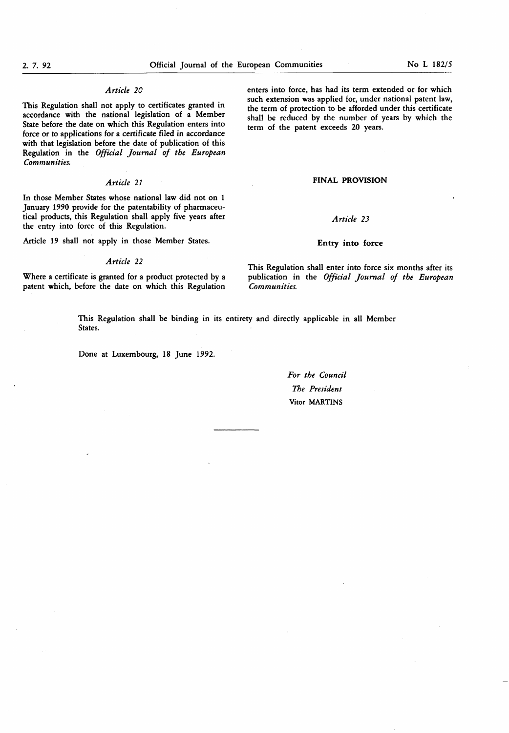### *Article 20*

This Regulation shall not apply to certificates granted in accordance with the national legislation of a Member State before the date on which this Regulation enters into force or to applications for a certificate filed in accordance with that legislation before the date of publication of this Regulation in the *Official Journal of the European Communities.*

### *Article 21*

In those Member States whose national law did not on 1 January 1990 provide for the patentability of pharmaceutical products, this Regulation shall apply five years after the entry into force of this Regulation.

Article 19 shall not apply in those Member States.

### *Article 22*

Where a certificate is granted for a product protected by a patent which, before the date on which this Regulation enters into force, has had its term extended or for which such extension was applied for, under national patent law, the term of protection to be afforded under this certificate shall be reduced by the number of years by which the term of the patent exceeds 20 years.

## FINAL PROVISION

### *Article 23*

### Entry into force

This Regulation shall enter into force six months after its publication in the *Official Journal of the European Communities.*

This Regulation shall be binding in its entirety and directly applicable in all Member States.

Done at Luxembourg, 18 June 1992.

*For the Council*

*The President*

Vitor MARTINS